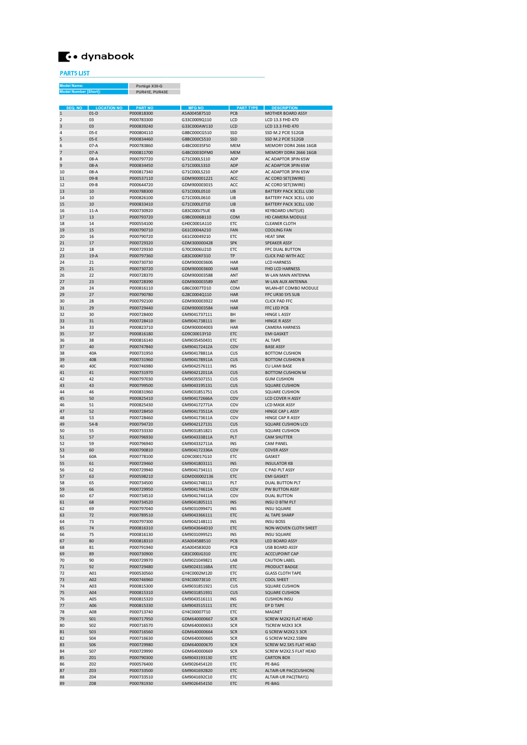# dynabook

## PARTS LIST

| Model Name: | Portégé X30-G |
|---|---|
| Model Number [Short]: | PUR41E, PUR43E |

| SEQ. NO | LOCATION NO | PART NO | MFG NO | PART TYPE | DESCRIPTION |
|---|---|---|---|---|---|
| 1 | 01-D | P000818300 | A5A004587510 | PCB | MOTHER BOARD ASSY |
| 2 | 03 | P000783300 | G33C0009Q110 | LCD | LCD 13.3 FHD 470 |
| 3 | 03 | P000839240 | G33C000AW110 | LCD | LCD 13.3 FHD 470 |
| 4 | 05-E | P000804110 | G8BC000CG510 | SSD | SSD M.2 PCIE 512GB |
| 5 | 05-E | P000834460 | G8BC000CS510 | SSD | SSD M.2 PCIE 512GB |
| 6 | 07-A | P000783860 | G4BC00035F50 | MEM | MEMORY DDR4 2666 16GB |
| 7 | 07-A | P000811700 | G4BC0003DFM0 | MEM | MEMORY DDR4 2666 16GB |
| 8 | 08-A | P000797720 | G71C000LS110 | ADP | AC ADAPTOR 3PIN 65W |
| 9 | 08-A | P000834450 | G71C000LS310 | ADP | AC ADAPTOR 3PIN 65W |
| 10 | 08-A | P000817340 | G71C000LS210 | ADP | AC ADAPTOR 3PIN 65W |
| 11 | 09-B | P000537110 | GDM900001221 | ACC | AC CORD SET(3WIRE) |
| 12 | 09-B | P000644720 | GDM900003015 | ACC | AC CORD SET(3WIRE) |
| 13 | 10 | P000788300 | G71C000L0510 | LIB | BATTERY PACK 3CELL U30 |
| 14 | 10 | P000826100 | G71C000L0610 | LIB | BATTERY PACK 3CELL U30 |
| 15 | 10 | P000833410 | G71C000L0710 | LIB | BATTERY PACK 3CELL U30 |
| 16 | 11-A | P000730920 | G83C000J75UE | KB | KEYBOARD UNIT(UE) |
| 17 | 13 | P000793720 | G9BC0006B110 | COM | HD CAMERA MODULE |
| 18 | 14 | P000554100 | GH0C0001A110 | ETC | CLEANER CLOTH |
| 19 | 15 | P000790710 | G61C0004A210 | FAN | COOLING FAN |
| 20 | 16 | P000790720 | G61C00049210 | ETC | HEAT SINK |
| 21 | 17 | P000729320 | GDM300000428 | SPK | SPEAKER ASSY |
| 22 | 18 | P000729330 | G70C0006U210 | ETC | FPC DUAL BUTTON |
| 23 | 19-A | P000797360 | G83C000KF310 | TP | CLICK PAD WITH ACC |
| 24 | 21 | P000730730 | GDM900003606 | HAR | LCD HARNESS |
| 25 | 21 | P000730720 | GDM900003600 | HAR | FHD LCD HARNESS |
| 26 | 22 | P000728370 | GDM900003588 | ANT | W-LAN MAIN ANTENNA |
| 27 | 23 | P000728390 | GDM900003589 | ANT | W-LAN AUX ANTENNA |
| 28 | 24 | P000816110 | G86C0007TD10 | COM | WLAN+BT COMBO MODULE |
| 29 | 27 | P000790780 | G28C0004Q110 | HAR | FPC UR30 SYS SUB |
| 30 | 28 | P000792100 | GDM900003922 | HAR | CLICK PAD FFC |
| 31 | 29 | P000729440 | GDM900003584 | HAR | FFC LED PCB |
| 32 | 30 | P000728400 | GM9041737111 | BH | HINGE L ASSY |
| 33 | 31 | P000728410 | GM9041738111 | BH | HINGE R ASSY |
| 34 | 33 | P000823710 | GDM900004003 | HAR | CAMERA HARNESS |
| 35 | 37 | P000816180 | GD9C00013Y10 | ETC | EMI GASKET |
| 36 | 38 | P000816140 | GM9035450431 | ETC | AL TAPE |
| 37 | 40 | P000747840 | GM904172412A | COV | BASE ASSY |
| 38 | 40A | P000731950 | GM904178811A | CUS | BOTTOM CUSHION |
| 39 | 40B | P000731960 | GM904178911A | CUS | BOTTOM CUSHION B |
| 40 | 40C | P000746980 | GM9042576111 | INS | CU LAMI BASE |
| 41 | 41 | P000731970 | GM904212011A | CUS | BOTTOM CUSHION M |
| 42 | 42 | P000797030 | GM9035507151 | CUS | GUM CUSHION |
| 43 | 43 | P000799500 | GM9043195131 | CUS | SQUARE CUSHION |
| 44 | 46 | P000831960 | GM9031851751 | CUS | SQUARE CUSHION |
| 45 | 50 | P000825410 | GM904172666A | COV | LCD COVER H ASSY |
| 46 | 51 | P000825430 | GM904172771A | COV | LCD MASK ASSY |
| 47 | 52 | P000728450 | GM904173511A | COV | HINGE CAP L ASSY |
| 48 | 53 | P000728460 | GM904173611A | COV | HINGE CAP R ASSY |
| 49 | 54-B | P000794720 | GM9042127131 | CUS | SQUARE CUSHION LCD |
| 50 | 55 | P000733330 | GM9031851821 | CUS | SQUARE CUSHION |
| 51 | 57 | P000796930 | GM904333811A | PLT | CAM SHUTTER |
| 52 | 59 | P000796940 | GM904332711A | INS | CAM PANEL |
| 53 | 60 | P000790810 | GM904172336A | COV | COVER ASSY |
| 54 | 60A | P000778100 | GD9C00017G10 | ETC | GASKET |
| 55 | 61 | P000729460 | GM9041803111 | INS | INSULATOR KB |
| 56 | 62 | P000729940 | GM9041734111 | COV | C PAD PLT ASSY |
| 57 | 63 | P000598210 | GDMD00002136 | ETC | EMI GASKET |
| 58 | 65 | P000734500 | GM9041748111 | PLT | DUAL BUTTON PLT |
| 59 | 66 | P000729950 | GM904174611A | COV | PW BUTTON ASSY |
| 60 | 67 | P000734510 | GM904174411A | COV | DUAL BUTTON |
| 61 | 68 | P000734520 | GM9041805111 | INS | INSU D BTM PLT |
| 62 | 69 | P000797040 | GM9031099471 | INS | INSU SQUARE |
| 63 | 72 | P000789510 | GM9043366111 | ETC | AL TAPE SHARP |
| 64 | 73 | P000797300 | GM9042148111 | INS | INSU BOSS |
| 65 | 74 | P000816310 | GM9043644D10 | ETC | NON-WOVEN CLOTH SHEET |
| 66 | 75 | P000816130 | GM9031099521 | INS | INSU SQUARE |
| 67 | 80 | P000818310 | A5A004588510 | PCB | LED BOARD ASSY |
| 68 | 81 | P000791940 | A5A004583020 | PCB | USB BOARD ASSY |
| 69 | 89 | P000730900 | G83C000JG310 | ETC | ACCCUPOINT CAP |
| 70 | 90 | P000729970 | GM9021049821 | LAB | CAUTION LABEL |
| 71 | 92 | P000729480 | GM90243116BA | ETC | PRODUCT BADGE |
| 72 | A01 | P000530560 | GY4C0002M120 | ETC | GLASS CLOTH TAPE |
| 73 | A02 | P000746960 | GY4C00073E10 | ETC | COOL SHEET |
| 74 | A03 | P000815300 | GM9031851921 | CUS | SQUARE CUSHION |
| 75 | A04 | P000815310 | GM9031851931 | CUS | SQUARE CUSHION |
| 76 | A05 | P000815320 | GM9043516111 | INS | CUSHION INSU |
| 77 | A06 | P000815330 | GM9043515111 | ETC | EP D TAPE |
| 78 | A08 | P000713740 | GY4C00007T10 | ETC | MAGNET |
| 79 | S01 | P000717950 | GDM640000667 | SCR | SCREW M2X2 FLAT HEAD |
| 80 | S02 | P000716570 | GDM640000653 | SCR | TSCREW M2X3 3CR |
| 81 | S03 | P000716560 | GDM640000664 | SCR | G SCREW M2X2.5 3CR |
| 82 | S04 | P000716630 | GDM640000665 | SCR | G SCREW M2X2.5SBNI |
| 83 | S06 | P000729980 | GDM640000670 | SCR | SCREW M2.5X5 FLAT HEAD |
| 84 | S07 | P000729990 | GDM640000669 | SCR | SCREW M2X2.5 FLAT HEAD |
| 85 | Z01 | P000790300 | GM9043193130 | ETC | CARTON BOX |
| 86 | Z02 | P000576400 | GM9026454120 | ETC | PE-BAG |
| 87 | Z03 | P000733500 | GM9041692B20 | ETC | ALTAIR-UR PAC(CUSHION) |
| 88 | Z04 | P000733510 | GM9041692C10 | ETC | ALTAIR-UR PAC(TRAY1) |
| 89 | Z08 | P000781930 | GM9026454150 | ETC | PE-BAG |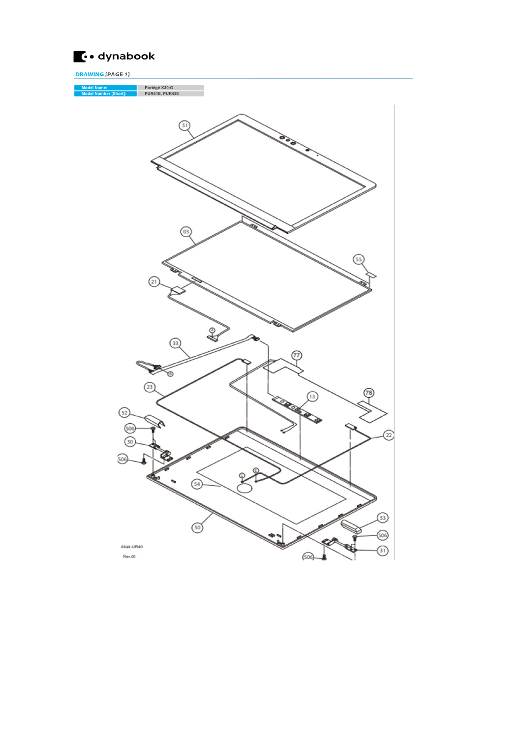dynabook

**DRAWING [PAGE 1]**

| Model Name: | Portégé X30-G |
|---|---|
| Model Number [Short]: | PUR41E, PUR43E |

51

03

55

21

33

77

23

13

78

52

S06

22

30

S06

54

50

53

S06

31

S06

Altair-UR40

Rev.00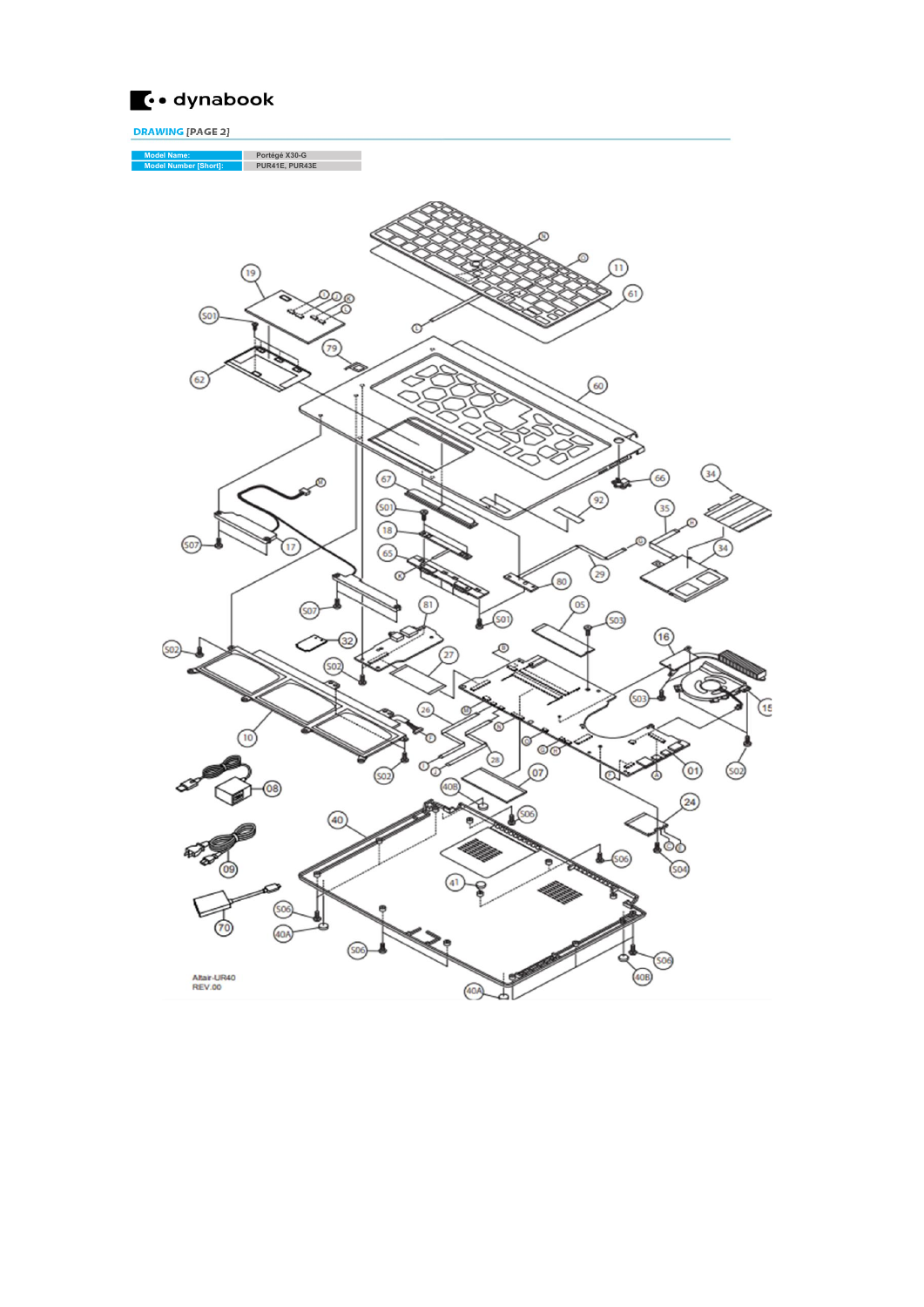dynabook

**DRAWING** [PAGE 2]

| | |
|---|---|
| Model Name: | Portégé X30-G |
| Model Number [Short]: | PUR41E, PUR43E |

19 S01 62 79 11 61 60 67 66 34 92 35 S01 18 65 29 34 80 S07 17 81 S01 05 S03 S07 32 16 S02 27 S02 S03 15 26 10 S02 28 07 01 S02 08 40B S06 24 40 S06 S04 09 41 70 S06 40A S06 S06 40B 40A

Altair-UR40
REV.00